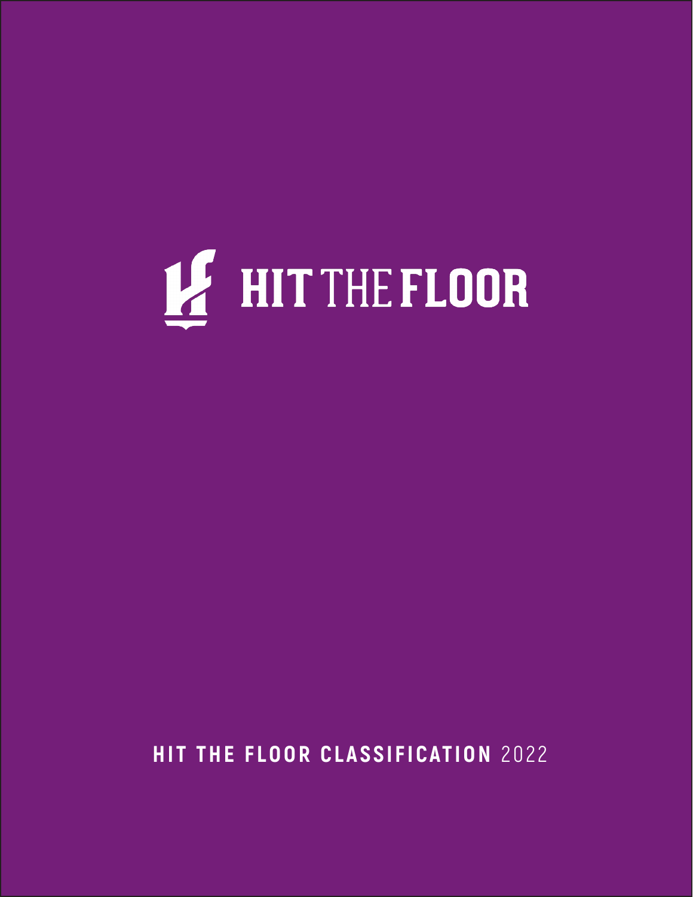# HIT THE FLOOR

**HIT THE FLOOR CLASSIFICATION** 2022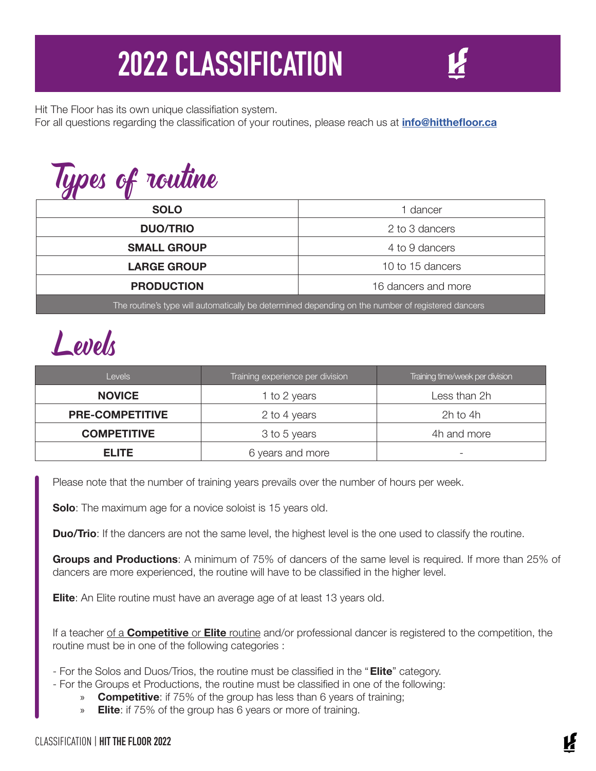# 2022 CLASSIFICATION

Hit The Floor has its own unique classifiation system.
For all questions regarding the classification of your routines, please reach us at **info@hitthefloor.ca**

## Types of routine

| | |
|---|---|
| **SOLO** | 1 dancer |
| **DUO/TRIO** | 2 to 3 dancers |
| **SMALL GROUP** | 4 to 9 dancers |
| **LARGE GROUP** | 10 to 15 dancers |
| **PRODUCTION** | 16 dancers and more |
| The routine's type will automatically be determined depending on the number of registered dancers | |

## Levels

| Levels | Training experience per division | Training time/week per division |
|---|---|---|
| **NOVICE** | 1 to 2 years | Less than 2h |
| **PRE-COMPETITIVE** | 2 to 4 years | 2h to 4h |
| **COMPETITIVE** | 3 to 5 years | 4h and more |
| **ELITE** | 6 years and more | - |

Please note that the number of training years prevails over the number of hours per week.

**Solo**: The maximum age for a novice soloist is 15 years old.

**Duo/Trio**: If the dancers are not the same level, the highest level is the one used to classify the routine.

**Groups and Productions**: A minimum of 75% of dancers of the same level is required. If more than 25% of dancers are more experienced, the routine will have to be classified in the higher level.

**Elite**: An Elite routine must have an average age of at least 13 years old.

If a teacher of a **Competitive** or **Elite** routine and/or professional dancer is registered to the competition, the routine must be in one of the following categories :

- For the Solos and Duos/Trios, the routine must be classified in the "**Elite**" category.
- For the Groups et Productions, the routine must be classified in one of the following:
  - **Competitive**: if 75% of the group has less than 6 years of training;
  - **Elite**: if 75% of the group has 6 years or more of training.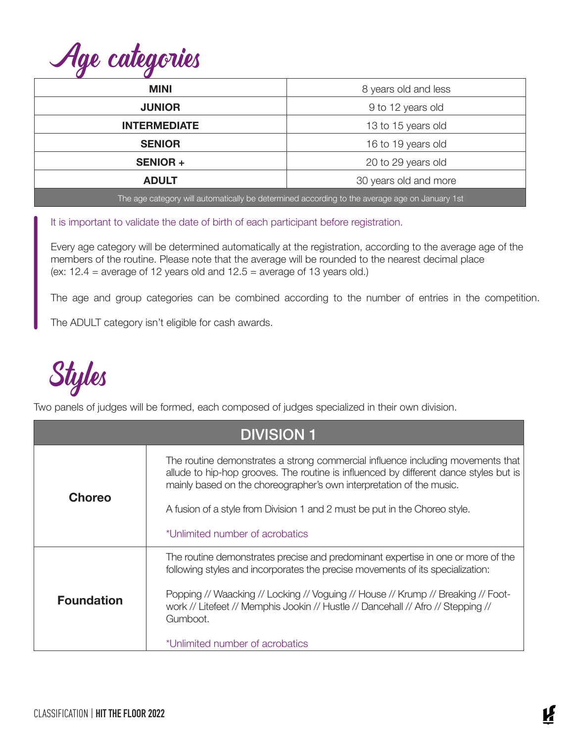# Age categories

| MINI | 8 years old and less |
| --- | --- |
| JUNIOR | 9 to 12 years old |
| INTERMEDIATE | 13 to 15 years old |
| SENIOR | 16 to 19 years old |
| SENIOR + | 20 to 29 years old |
| ADULT | 30 years old and more |
| The age category will automatically be determined according to the average age on January 1st | |

It is important to validate the date of birth of each participant before registration.

Every age category will be determined automatically at the registration, according to the average age of the members of the routine. Please note that the average will be rounded to the nearest decimal place (ex: 12.4 = average of 12 years old and 12.5 = average of 13 years old.)

The age and group categories can be combined according to the number of entries in the competition.

The ADULT category isn't eligible for cash awards.

# Styles

Two panels of judges will be formed, each composed of judges specialized in their own division.

| DIVISION 1 | |
| --- | --- |
| **Choreo** | The routine demonstrates a strong commercial influence including movements that allude to hip-hop grooves. The routine is influenced by different dance styles but is mainly based on the choreographer's own interpretation of the music.<br><br>A fusion of a style from Division 1 and 2 must be put in the Choreo style.<br><br>*Unlimited number of acrobatics |
| **Foundation** | The routine demonstrates precise and predominant expertise in one or more of the following styles and incorporates the precise movements of its specialization:<br><br>Popping // Waacking // Locking // Voguing // House // Krump // Breaking // Footwork // Litefeet // Memphis Jookin // Hustle // Dancehall // Afro // Stepping // Gumboot.<br><br>*Unlimited number of acrobatics |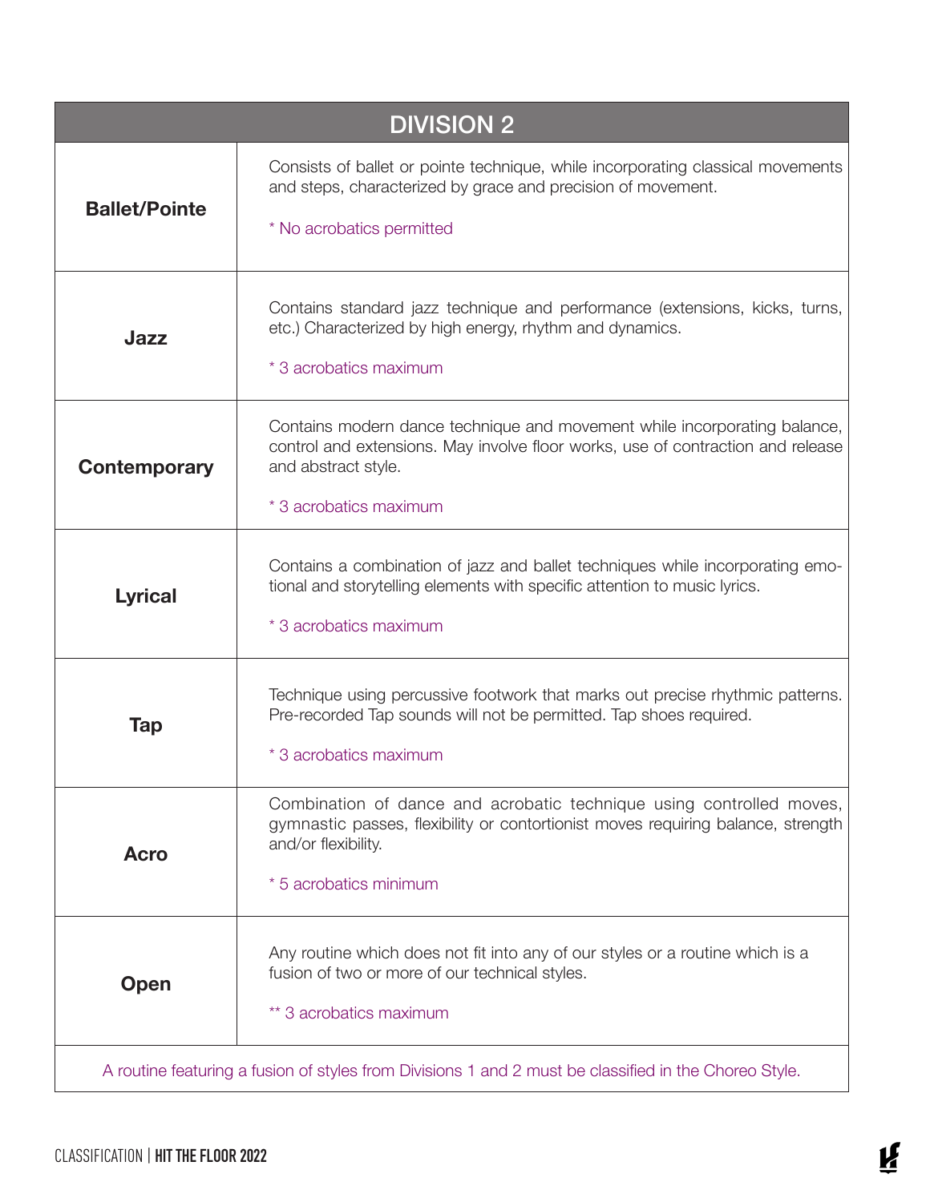| DIVISION 2 | |
|---|---|
| **Ballet/Pointe** | Consists of ballet or pointe technique, while incorporating classical movements and steps, characterized by grace and precision of movement.<br><br>* No acrobatics permitted |
| **Jazz** | Contains standard jazz technique and performance (extensions, kicks, turns, etc.) Characterized by high energy, rhythm and dynamics.<br><br>* 3 acrobatics maximum |
| **Contemporary** | Contains modern dance technique and movement while incorporating balance, control and extensions. May involve floor works, use of contraction and release and abstract style.<br><br>* 3 acrobatics maximum |
| **Lyrical** | Contains a combination of jazz and ballet techniques while incorporating emotional and storytelling elements with specific attention to music lyrics.<br><br>* 3 acrobatics maximum |
| **Tap** | Technique using percussive footwork that marks out precise rhythmic patterns. Pre-recorded Tap sounds will not be permitted. Tap shoes required.<br><br>* 3 acrobatics maximum |
| **Acro** | Combination of dance and acrobatic technique using controlled moves, gymnastic passes, flexibility or contortionist moves requiring balance, strength and/or flexibility.<br><br>* 5 acrobatics minimum |
| **Open** | Any routine which does not fit into any of our styles or a routine which is a fusion of two or more of our technical styles.<br><br>** 3 acrobatics maximum |
| A routine featuring a fusion of styles from Divisions 1 and 2 must be classified in the Choreo Style. | |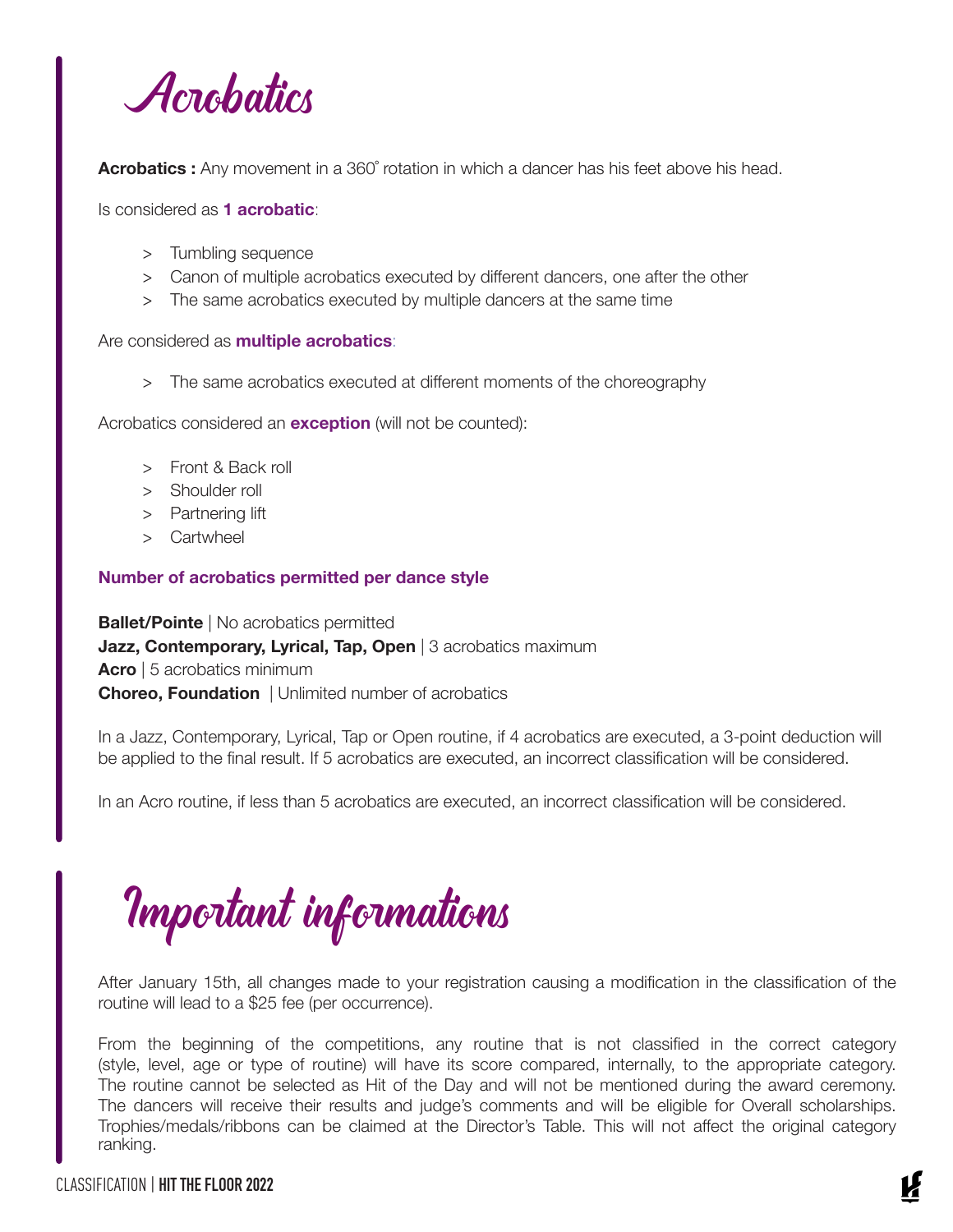# Acrobatics

**Acrobatics :** Any movement in a 360° rotation in which a dancer has his feet above his head.

Is considered as **1 acrobatic**:

- Tumbling sequence
- Canon of multiple acrobatics executed by different dancers, one after the other
- The same acrobatics executed by multiple dancers at the same time

Are considered as **multiple acrobatics**:

- The same acrobatics executed at different moments of the choreography

Acrobatics considered an **exception** (will not be counted):

- Front & Back roll
- Shoulder roll
- Partnering lift
- Cartwheel

**Number of acrobatics permitted per dance style**

**Ballet/Pointe** | No acrobatics permitted
**Jazz, Contemporary, Lyrical, Tap, Open** | 3 acrobatics maximum
**Acro** | 5 acrobatics minimum
**Choreo, Foundation** | Unlimited number of acrobatics

In a Jazz, Contemporary, Lyrical, Tap or Open routine, if 4 acrobatics are executed, a 3-point deduction will be applied to the final result. If 5 acrobatics are executed, an incorrect classification will be considered.

In an Acro routine, if less than 5 acrobatics are executed, an incorrect classification will be considered.

# Important informations

After January 15th, all changes made to your registration causing a modification in the classification of the routine will lead to a $25 fee (per occurrence).

From the beginning of the competitions, any routine that is not classified in the correct category (style, level, age or type of routine) will have its score compared, internally, to the appropriate category. The routine cannot be selected as Hit of the Day and will not be mentioned during the award ceremony. The dancers will receive their results and judge's comments and will be eligible for Overall scholarships. Trophies/medals/ribbons can be claimed at the Director's Table. This will not affect the original category ranking.